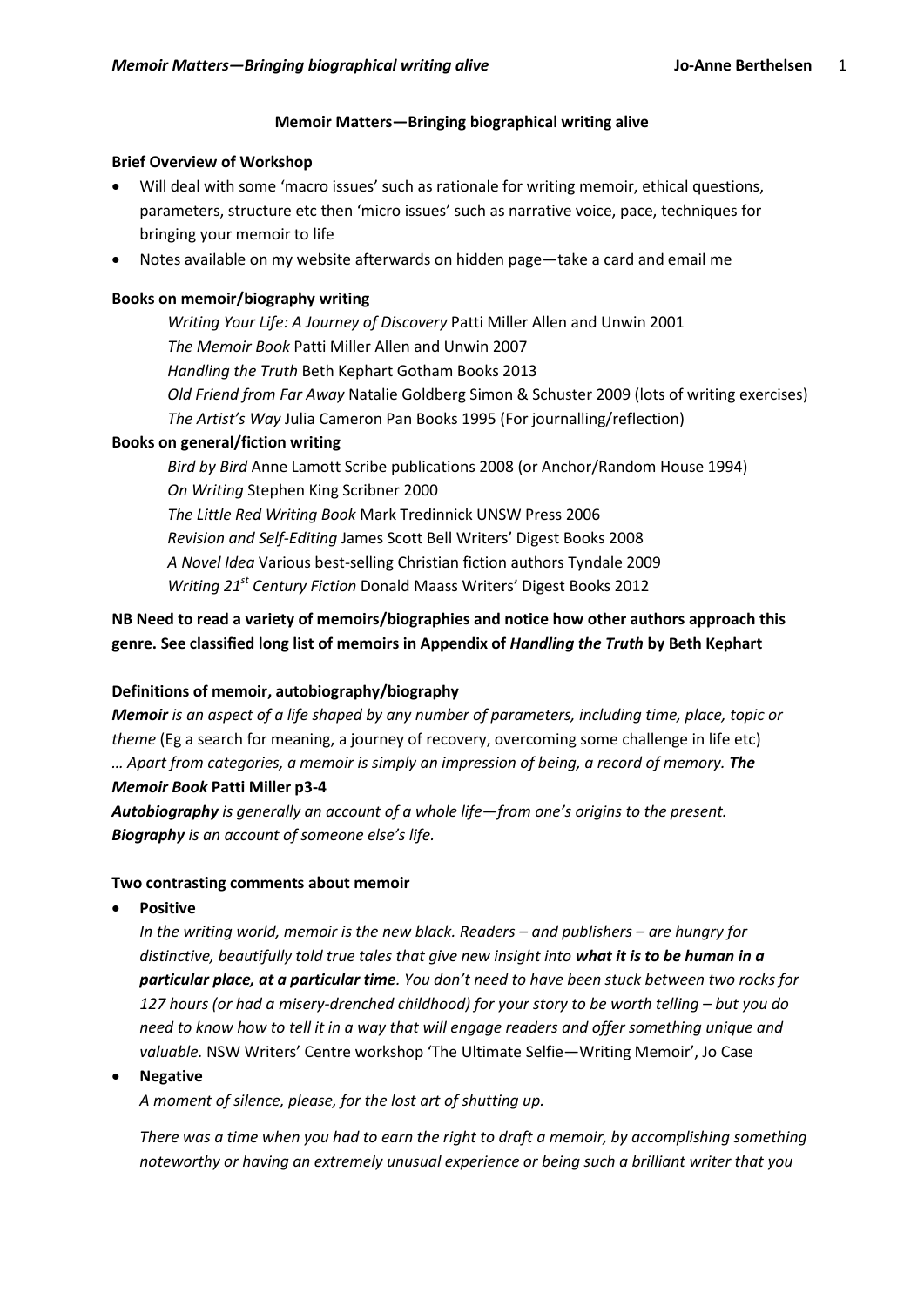# Memoir Matters—Bringing biographical writing alive

**Brief Overview of Workshop**

- Will deal with some 'macro issues' such as rationale for writing memoir, ethical questions, parameters, structure etc then 'micro issues' such as narrative voice, pace, techniques for bringing your memoir to life
- Notes available on my website afterwards on hidden page—take a card and email me

**Books on memoir/biography writing**

*Writing Your Life: A Journey of Discovery* Patti Miller Allen and Unwin 2001
*The Memoir Book* Patti Miller Allen and Unwin 2007
*Handling the Truth* Beth Kephart Gotham Books 2013
*Old Friend from Far Away* Natalie Goldberg Simon & Schuster 2009 (lots of writing exercises)
*The Artist's Way* Julia Cameron Pan Books 1995 (For journalling/reflection)

**Books on general/fiction writing**

*Bird by Bird* Anne Lamott Scribe publications 2008 (or Anchor/Random House 1994)
*On Writing* Stephen King Scribner 2000
*The Little Red Writing Book* Mark Tredinnick UNSW Press 2006
*Revision and Self-Editing* James Scott Bell Writers' Digest Books 2008
*A Novel Idea* Various best-selling Christian fiction authors Tyndale 2009
*Writing 21st Century Fiction* Donald Maass Writers' Digest Books 2012

**NB Need to read a variety of memoirs/biographies and notice how other authors approach this genre. See classified long list of memoirs in Appendix of *Handling the Truth* by Beth Kephart**

**Definitions of memoir, autobiography/biography**

***Memoir*** *is an aspect of a life shaped by any number of parameters, including time, place, topic or theme* (Eg a search for meaning, a journey of recovery, overcoming some challenge in life etc) *… Apart from categories, a memoir is simply an impression of being, a record of memory.* ***The Memoir Book*** **Patti Miller p3-4**

***Autobiography*** *is generally an account of a whole life—from one's origins to the present.*
***Biography*** *is an account of someone else's life.*

**Two contrasting comments about memoir**

- **Positive**

  *In the writing world, memoir is the new black. Readers – and publishers – are hungry for distinctive, beautifully told true tales that give new insight into* ***what it is to be human in a particular place, at a particular time****. You don't need to have been stuck between two rocks for 127 hours (or had a misery-drenched childhood) for your story to be worth telling – but you do need to know how to tell it in a way that will engage readers and offer something unique and valuable.* NSW Writers' Centre workshop 'The Ultimate Selfie—Writing Memoir', Jo Case

- **Negative**

  *A moment of silence, please, for the lost art of shutting up.*

  *There was a time when you had to earn the right to draft a memoir, by accomplishing something noteworthy or having an extremely unusual experience or being such a brilliant writer that you*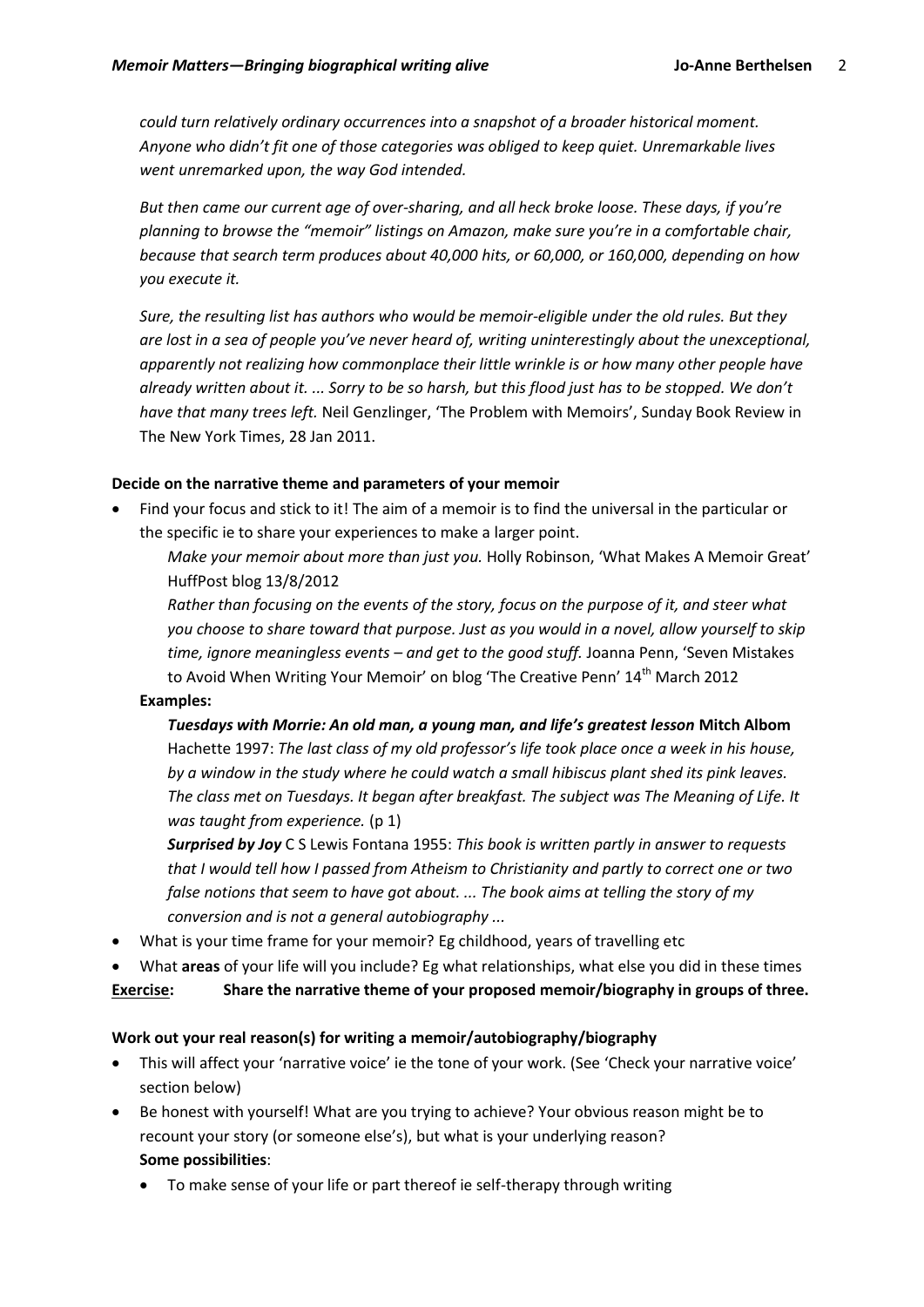*could turn relatively ordinary occurrences into a snapshot of a broader historical moment. Anyone who didn't fit one of those categories was obliged to keep quiet. Unremarkable lives went unremarked upon, the way God intended.*

*But then came our current age of over-sharing, and all heck broke loose. These days, if you're planning to browse the "memoir" listings on Amazon, make sure you're in a comfortable chair, because that search term produces about 40,000 hits, or 60,000, or 160,000, depending on how you execute it.*

*Sure, the resulting list has authors who would be memoir-eligible under the old rules. But they are lost in a sea of people you've never heard of, writing uninterestingly about the unexceptional, apparently not realizing how commonplace their little wrinkle is or how many other people have already written about it. ... Sorry to be so harsh, but this flood just has to be stopped. We don't have that many trees left.* Neil Genzlinger, 'The Problem with Memoirs', Sunday Book Review in The New York Times, 28 Jan 2011.

**Decide on the narrative theme and parameters of your memoir**

- Find your focus and stick to it! The aim of a memoir is to find the universal in the particular or the specific ie to share your experiences to make a larger point.

  *Make your memoir about more than just you.* Holly Robinson, 'What Makes A Memoir Great' HuffPost blog 13/8/2012

  *Rather than focusing on the events of the story, focus on the purpose of it, and steer what you choose to share toward that purpose. Just as you would in a novel, allow yourself to skip time, ignore meaningless events – and get to the good stuff.* Joanna Penn, 'Seven Mistakes to Avoid When Writing Your Memoir' on blog 'The Creative Penn' 14th March 2012

  **Examples:**

  ***Tuesdays with Morrie: An old man, a young man, and life's greatest lesson*** **Mitch Albom** Hachette 1997: *The last class of my old professor's life took place once a week in his house, by a window in the study where he could watch a small hibiscus plant shed its pink leaves. The class met on Tuesdays. It began after breakfast. The subject was The Meaning of Life. It was taught from experience.* (p 1)

  ***Surprised by Joy*** C S Lewis Fontana 1955: *This book is written partly in answer to requests that I would tell how I passed from Atheism to Christianity and partly to correct one or two false notions that seem to have got about. ... The book aims at telling the story of my conversion and is not a general autobiography ...*

- What is your time frame for your memoir? Eg childhood, years of travelling etc
- What **areas** of your life will you include? Eg what relationships, what else you did in these times

**Exercise:** **Share the narrative theme of your proposed memoir/biography in groups of three.**

**Work out your real reason(s) for writing a memoir/autobiography/biography**

- This will affect your 'narrative voice' ie the tone of your work. (See 'Check your narrative voice' section below)
- Be honest with yourself! What are you trying to achieve? Your obvious reason might be to recount your story (or someone else's), but what is your underlying reason?

  **Some possibilities**:

  - To make sense of your life or part thereof ie self-therapy through writing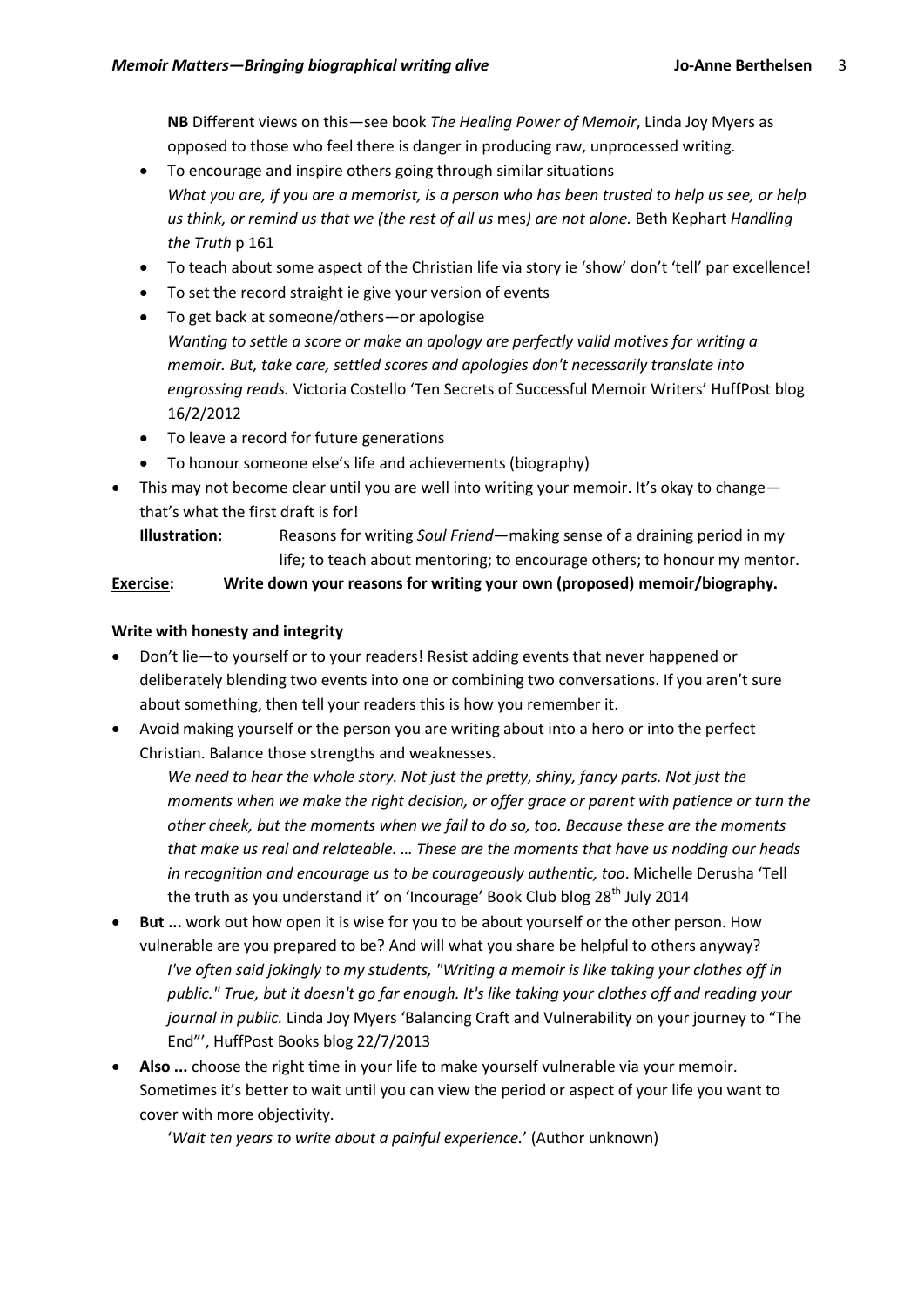**NB** Different views on this—see book *The Healing Power of Memoir*, Linda Joy Myers as opposed to those who feel there is danger in producing raw, unprocessed writing.

- To encourage and inspire others going through similar situations
  *What you are, if you are a memorist, is a person who has been trusted to help us see, or help us think, or remind us that we (the rest of all us* mes*) are not alone.* Beth Kephart *Handling the Truth* p 161
- To teach about some aspect of the Christian life via story ie 'show' don't 'tell' par excellence!
- To set the record straight ie give your version of events
- To get back at someone/others—or apologise
  *Wanting to settle a score or make an apology are perfectly valid motives for writing a memoir. But, take care, settled scores and apologies don't necessarily translate into engrossing reads.* Victoria Costello 'Ten Secrets of Successful Memoir Writers' HuffPost blog 16/2/2012
- To leave a record for future generations
- To honour someone else's life and achievements (biography)

- This may not become clear until you are well into writing your memoir. It's okay to change—that's what the first draft is for!

  **Illustration:** Reasons for writing *Soul Friend*—making sense of a draining period in my life; to teach about mentoring; to encourage others; to honour my mentor.

<u>**Exercise**</u>: **Write down your reasons for writing your own (proposed) memoir/biography.**

**Write with honesty and integrity**

- Don't lie—to yourself or to your readers! Resist adding events that never happened or deliberately blending two events into one or combining two conversations. If you aren't sure about something, then tell your readers this is how you remember it.
- Avoid making yourself or the person you are writing about into a hero or into the perfect Christian. Balance those strengths and weaknesses.

  *We need to hear the whole story. Not just the pretty, shiny, fancy parts. Not just the moments when we make the right decision, or offer grace or parent with patience or turn the other cheek, but the moments when we fail to do so, too. Because these are the moments that make us real and relateable. … These are the moments that have us nodding our heads in recognition and encourage us to be courageously authentic, too*. Michelle Derusha 'Tell the truth as you understand it' on 'Incourage' Book Club blog 28th July 2014

- **But ...** work out how open it is wise for you to be about yourself or the other person. How vulnerable are you prepared to be? And will what you share be helpful to others anyway?

  *I've often said jokingly to my students, "Writing a memoir is like taking your clothes off in public." True, but it doesn't go far enough. It's like taking your clothes off and reading your journal in public.* Linda Joy Myers 'Balancing Craft and Vulnerability on your journey to "The End"', HuffPost Books blog 22/7/2013

- **Also ...** choose the right time in your life to make yourself vulnerable via your memoir. Sometimes it's better to wait until you can view the period or aspect of your life you want to cover with more objectivity.

  '*Wait ten years to write about a painful experience.*' (Author unknown)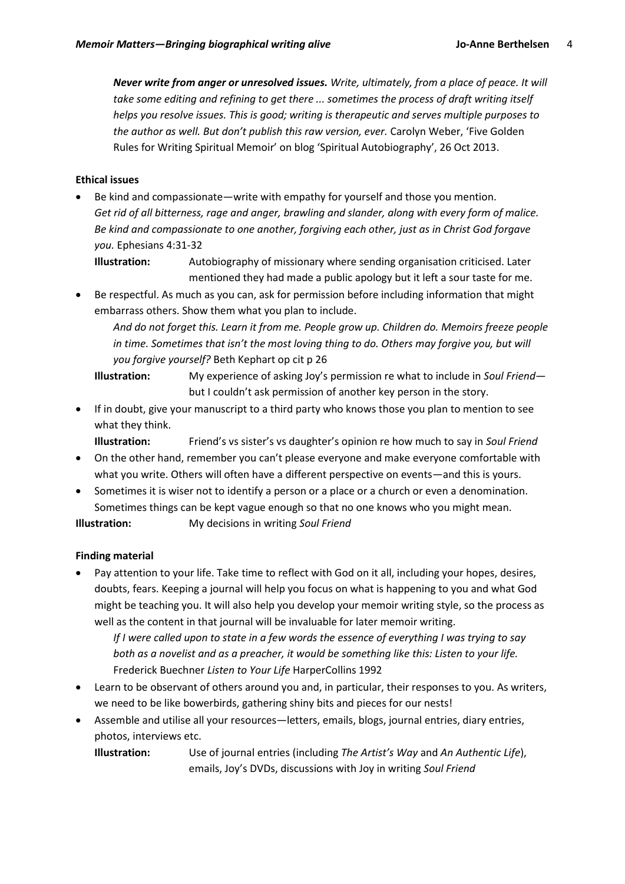***Never write from anger or unresolved issues.*** *Write, ultimately, from a place of peace. It will take some editing and refining to get there ... sometimes the process of draft writing itself helps you resolve issues. This is good; writing is therapeutic and serves multiple purposes to the author as well. But don't publish this raw version, ever.* Carolyn Weber, 'Five Golden Rules for Writing Spiritual Memoir' on blog 'Spiritual Autobiography', 26 Oct 2013.

**Ethical issues**

- Be kind and compassionate—write with empathy for yourself and those you mention.
  *Get rid of all bitterness, rage and anger, brawling and slander, along with every form of malice. Be kind and compassionate to one another, forgiving each other, just as in Christ God forgave you.* Ephesians 4:31-32

  **Illustration:** Autobiography of missionary where sending organisation criticised. Later mentioned they had made a public apology but it left a sour taste for me.

- Be respectful. As much as you can, ask for permission before including information that might embarrass others. Show them what you plan to include.

  *And do not forget this. Learn it from me. People grow up. Children do. Memoirs freeze people in time. Sometimes that isn't the most loving thing to do. Others may forgive you, but will you forgive yourself?* Beth Kephart op cit p 26

  **Illustration:** My experience of asking Joy's permission re what to include in *Soul Friend*—but I couldn't ask permission of another key person in the story.

- If in doubt, give your manuscript to a third party who knows those you plan to mention to see what they think.

  **Illustration:** Friend's vs sister's vs daughter's opinion re how much to say in *Soul Friend*

- On the other hand, remember you can't please everyone and make everyone comfortable with what you write. Others will often have a different perspective on events—and this is yours.
- Sometimes it is wiser not to identify a person or a place or a church or even a denomination. Sometimes things can be kept vague enough so that no one knows who you might mean.

**Illustration:** My decisions in writing *Soul Friend*

**Finding material**

- Pay attention to your life. Take time to reflect with God on it all, including your hopes, desires, doubts, fears. Keeping a journal will help you focus on what is happening to you and what God might be teaching you. It will also help you develop your memoir writing style, so the process as well as the content in that journal will be invaluable for later memoir writing.

  *If I were called upon to state in a few words the essence of everything I was trying to say both as a novelist and as a preacher, it would be something like this: Listen to your life.* Frederick Buechner *Listen to Your Life* HarperCollins 1992

- Learn to be observant of others around you and, in particular, their responses to you. As writers, we need to be like bowerbirds, gathering shiny bits and pieces for our nests!
- Assemble and utilise all your resources—letters, emails, blogs, journal entries, diary entries, photos, interviews etc.

  **Illustration:** Use of journal entries (including *The Artist's Way* and *An Authentic Life*), emails, Joy's DVDs, discussions with Joy in writing *Soul Friend*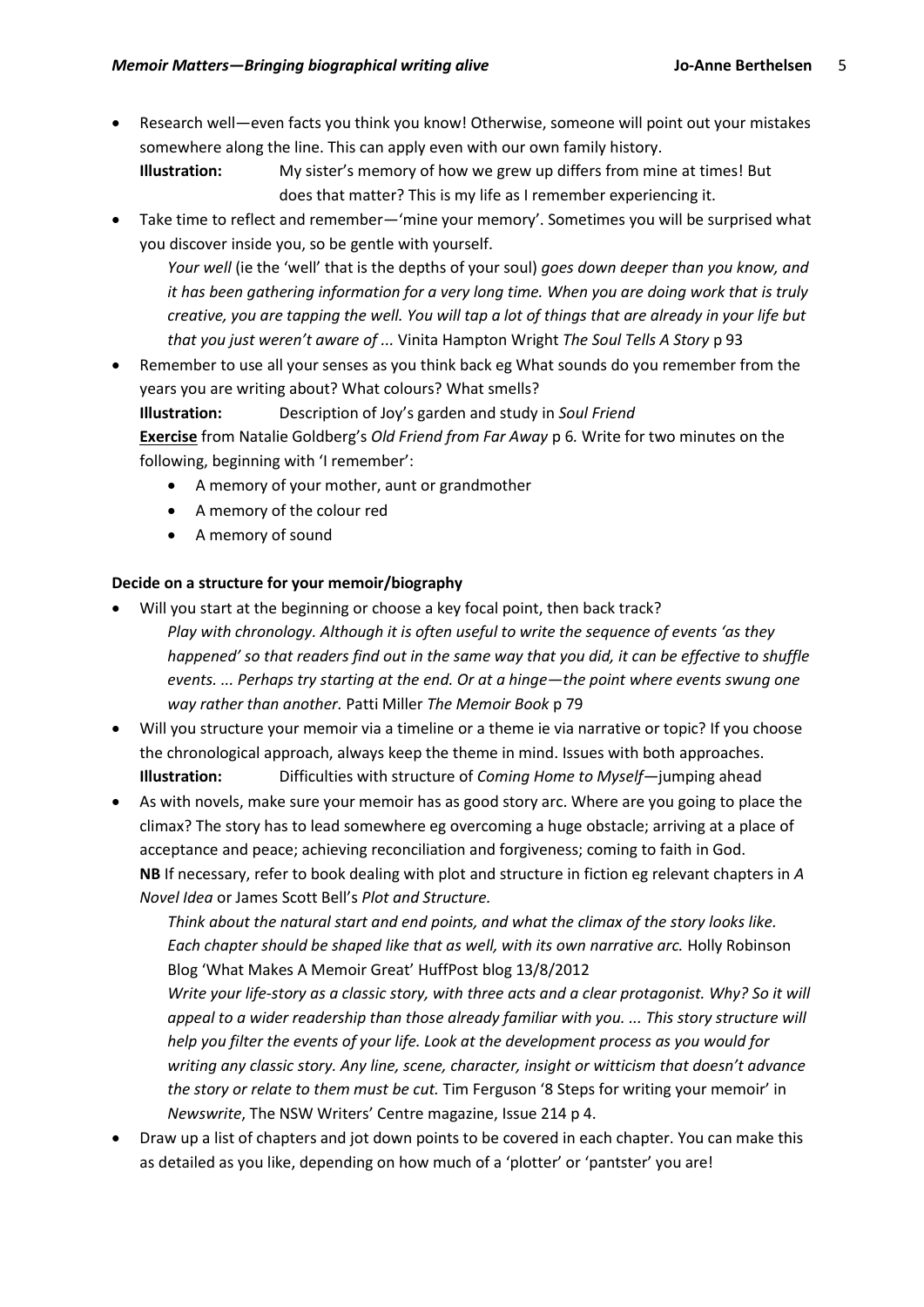- Research well—even facts you think you know! Otherwise, someone will point out your mistakes somewhere along the line. This can apply even with our own family history.
  **Illustration:** My sister's memory of how we grew up differs from mine at times! But does that matter? This is my life as I remember experiencing it.
- Take time to reflect and remember—'mine your memory'. Sometimes you will be surprised what you discover inside you, so be gentle with yourself.
  *Your well* (ie the 'well' that is the depths of your soul) *goes down deeper than you know, and it has been gathering information for a very long time. When you are doing work that is truly creative, you are tapping the well. You will tap a lot of things that are already in your life but that you just weren't aware of ...* Vinita Hampton Wright *The Soul Tells A Story* p 93
- Remember to use all your senses as you think back eg What sounds do you remember from the years you are writing about? What colours? What smells?
  **Illustration:** Description of Joy's garden and study in *Soul Friend*
  **Exercise** from Natalie Goldberg's *Old Friend from Far Away* p 6*.* Write for two minutes on the following, beginning with 'I remember':
  - A memory of your mother, aunt or grandmother
  - A memory of the colour red
  - A memory of sound

**Decide on a structure for your memoir/biography**

- Will you start at the beginning or choose a key focal point, then back track?
  *Play with chronology. Although it is often useful to write the sequence of events 'as they happened' so that readers find out in the same way that you did, it can be effective to shuffle events. ... Perhaps try starting at the end. Or at a hinge—the point where events swung one way rather than another.* Patti Miller *The Memoir Book* p 79
- Will you structure your memoir via a timeline or a theme ie via narrative or topic? If you choose the chronological approach, always keep the theme in mind. Issues with both approaches.
  **Illustration:** Difficulties with structure of *Coming Home to Myself*—jumping ahead
- As with novels, make sure your memoir has as good story arc. Where are you going to place the climax? The story has to lead somewhere eg overcoming a huge obstacle; arriving at a place of acceptance and peace; achieving reconciliation and forgiveness; coming to faith in God.
  **NB** If necessary, refer to book dealing with plot and structure in fiction eg relevant chapters in *A Novel Idea* or James Scott Bell's *Plot and Structure.*
  *Think about the natural start and end points, and what the climax of the story looks like. Each chapter should be shaped like that as well, with its own narrative arc.* Holly Robinson Blog 'What Makes A Memoir Great' HuffPost blog 13/8/2012
  *Write your life-story as a classic story, with three acts and a clear protagonist. Why? So it will appeal to a wider readership than those already familiar with you. ... This story structure will help you filter the events of your life. Look at the development process as you would for writing any classic story. Any line, scene, character, insight or witticism that doesn't advance the story or relate to them must be cut.* Tim Ferguson '8 Steps for writing your memoir' in *Newswrite*, The NSW Writers' Centre magazine, Issue 214 p 4.
- Draw up a list of chapters and jot down points to be covered in each chapter. You can make this as detailed as you like, depending on how much of a 'plotter' or 'pantster' you are!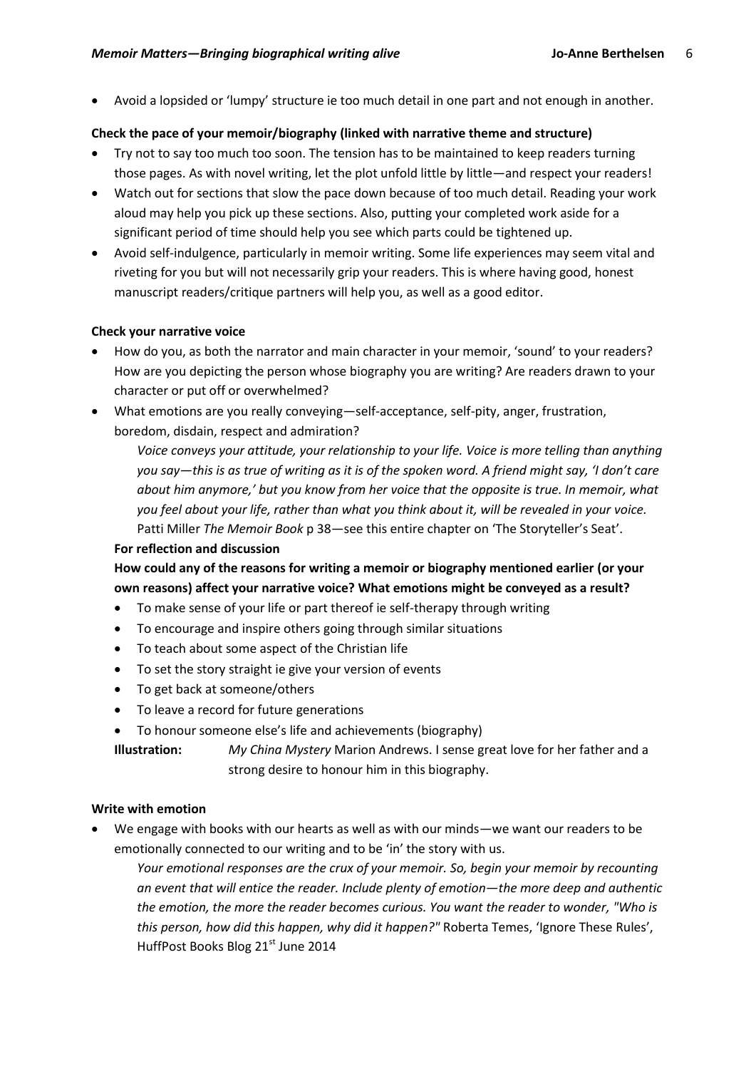- Avoid a lopsided or 'lumpy' structure ie too much detail in one part and not enough in another.

**Check the pace of your memoir/biography (linked with narrative theme and structure)**

- Try not to say too much too soon. The tension has to be maintained to keep readers turning those pages. As with novel writing, let the plot unfold little by little—and respect your readers!
- Watch out for sections that slow the pace down because of too much detail. Reading your work aloud may help you pick up these sections. Also, putting your completed work aside for a significant period of time should help you see which parts could be tightened up.
- Avoid self-indulgence, particularly in memoir writing. Some life experiences may seem vital and riveting for you but will not necessarily grip your readers. This is where having good, honest manuscript readers/critique partners will help you, as well as a good editor.

**Check your narrative voice**

- How do you, as both the narrator and main character in your memoir, 'sound' to your readers? How are you depicting the person whose biography you are writing? Are readers drawn to your character or put off or overwhelmed?
- What emotions are you really conveying—self-acceptance, self-pity, anger, frustration, boredom, disdain, respect and admiration?

  *Voice conveys your attitude, your relationship to your life. Voice is more telling than anything you say—this is as true of writing as it is of the spoken word. A friend might say, 'I don't care about him anymore,' but you know from her voice that the opposite is true. In memoir, what you feel about your life, rather than what you think about it, will be revealed in your voice.* Patti Miller *The Memoir Book* p 38—see this entire chapter on 'The Storyteller's Seat'.

  **For reflection and discussion**

  **How could any of the reasons for writing a memoir or biography mentioned earlier (or your own reasons) affect your narrative voice? What emotions might be conveyed as a result?**

  - To make sense of your life or part thereof ie self-therapy through writing
  - To encourage and inspire others going through similar situations
  - To teach about some aspect of the Christian life
  - To set the story straight ie give your version of events
  - To get back at someone/others
  - To leave a record for future generations
  - To honour someone else's life and achievements (biography)

  **Illustration:** *My China Mystery* Marion Andrews. I sense great love for her father and a strong desire to honour him in this biography.

**Write with emotion**

- We engage with books with our hearts as well as with our minds—we want our readers to be emotionally connected to our writing and to be 'in' the story with us.

  *Your emotional responses are the crux of your memoir. So, begin your memoir by recounting an event that will entice the reader. Include plenty of emotion—the more deep and authentic the emotion, the more the reader becomes curious. You want the reader to wonder, "Who is this person, how did this happen, why did it happen?"* Roberta Temes, 'Ignore These Rules', HuffPost Books Blog 21st June 2014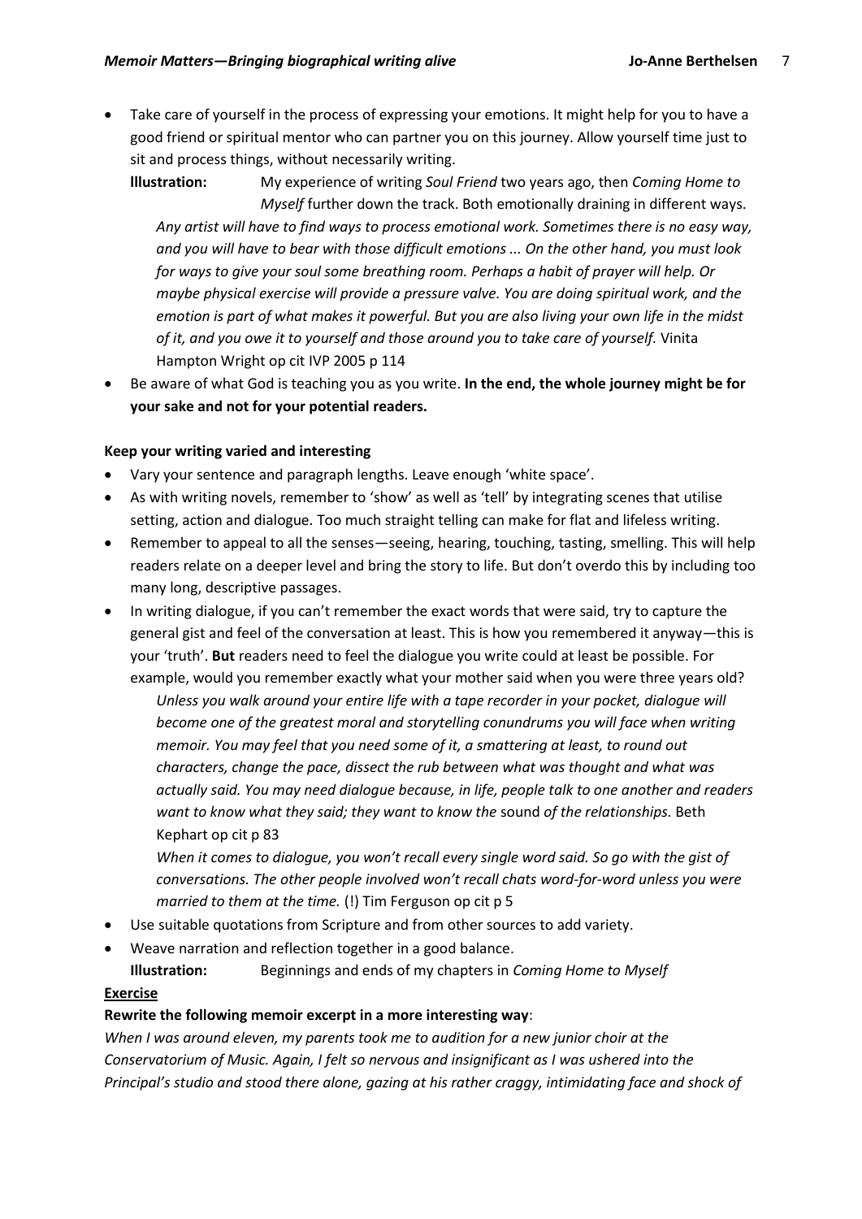- Take care of yourself in the process of expressing your emotions. It might help for you to have a good friend or spiritual mentor who can partner you on this journey. Allow yourself time just to sit and process things, without necessarily writing.

  **Illustration:** My experience of writing *Soul Friend* two years ago, then *Coming Home to Myself* further down the track. Both emotionally draining in different ways.

  *Any artist will have to find ways to process emotional work. Sometimes there is no easy way, and you will have to bear with those difficult emotions ... On the other hand, you must look for ways to give your soul some breathing room. Perhaps a habit of prayer will help. Or maybe physical exercise will provide a pressure valve. You are doing spiritual work, and the emotion is part of what makes it powerful. But you are also living your own life in the midst of it, and you owe it to yourself and those around you to take care of yourself.* Vinita Hampton Wright op cit IVP 2005 p 114

- Be aware of what God is teaching you as you write. **In the end, the whole journey might be for your sake and not for your potential readers.**

**Keep your writing varied and interesting**

- Vary your sentence and paragraph lengths. Leave enough 'white space'.
- As with writing novels, remember to 'show' as well as 'tell' by integrating scenes that utilise setting, action and dialogue. Too much straight telling can make for flat and lifeless writing.
- Remember to appeal to all the senses—seeing, hearing, touching, tasting, smelling. This will help readers relate on a deeper level and bring the story to life. But don't overdo this by including too many long, descriptive passages.
- In writing dialogue, if you can't remember the exact words that were said, try to capture the general gist and feel of the conversation at least. This is how you remembered it anyway—this is your 'truth'. **But** readers need to feel the dialogue you write could at least be possible. For example, would you remember exactly what your mother said when you were three years old?

  *Unless you walk around your entire life with a tape recorder in your pocket, dialogue will become one of the greatest moral and storytelling conundrums you will face when writing memoir. You may feel that you need some of it, a smattering at least, to round out characters, change the pace, dissect the rub between what was thought and what was actually said. You may need dialogue because, in life, people talk to one another and readers want to know what they said; they want to know the* sound *of the relationships.* Beth Kephart op cit p 83

  *When it comes to dialogue, you won't recall every single word said. So go with the gist of conversations. The other people involved won't recall chats word-for-word unless you were married to them at the time.* (!) Tim Ferguson op cit p 5

- Use suitable quotations from Scripture and from other sources to add variety.
- Weave narration and reflection together in a good balance.

  **Illustration:** Beginnings and ends of my chapters in *Coming Home to Myself*

**Exercise**

**Rewrite the following memoir excerpt in a more interesting way**:

*When I was around eleven, my parents took me to audition for a new junior choir at the Conservatorium of Music. Again, I felt so nervous and insignificant as I was ushered into the Principal's studio and stood there alone, gazing at his rather craggy, intimidating face and shock of*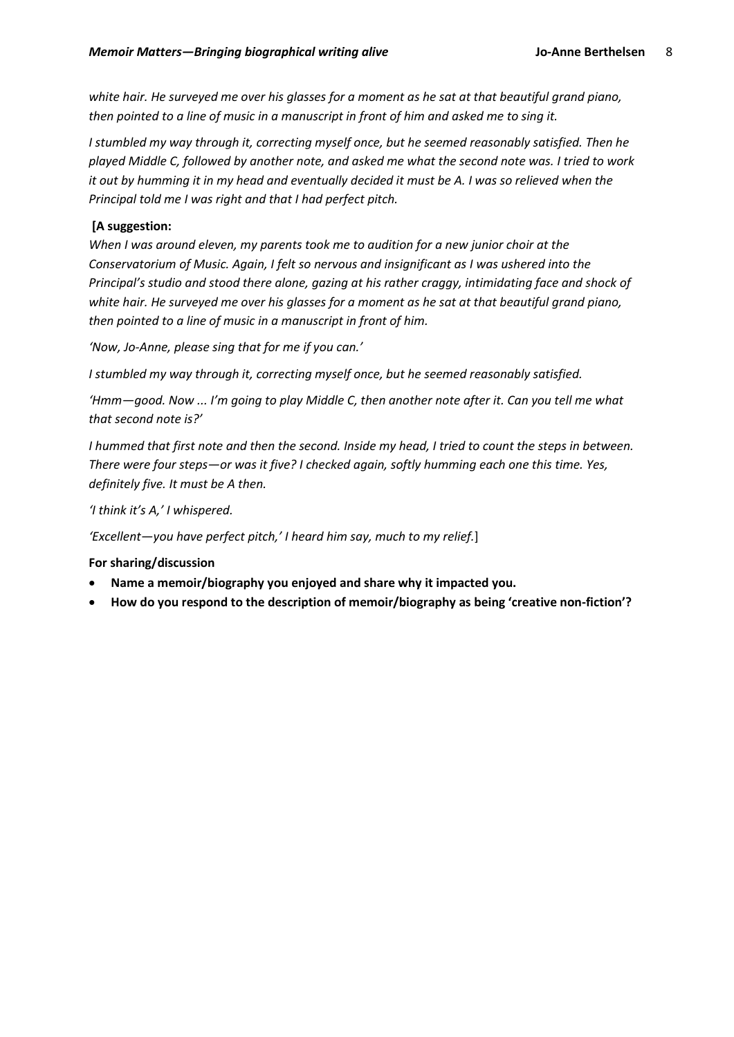*white hair. He surveyed me over his glasses for a moment as he sat at that beautiful grand piano, then pointed to a line of music in a manuscript in front of him and asked me to sing it.*

*I stumbled my way through it, correcting myself once, but he seemed reasonably satisfied. Then he played Middle C, followed by another note, and asked me what the second note was. I tried to work it out by humming it in my head and eventually decided it must be A. I was so relieved when the Principal told me I was right and that I had perfect pitch.*

**[A suggestion:**

*When I was around eleven, my parents took me to audition for a new junior choir at the Conservatorium of Music. Again, I felt so nervous and insignificant as I was ushered into the Principal's studio and stood there alone, gazing at his rather craggy, intimidating face and shock of white hair. He surveyed me over his glasses for a moment as he sat at that beautiful grand piano, then pointed to a line of music in a manuscript in front of him.*

*'Now, Jo-Anne, please sing that for me if you can.'*

*I stumbled my way through it, correcting myself once, but he seemed reasonably satisfied.*

*'Hmm—good. Now ... I'm going to play Middle C, then another note after it. Can you tell me what that second note is?'*

*I hummed that first note and then the second. Inside my head, I tried to count the steps in between. There were four steps—or was it five? I checked again, softly humming each one this time. Yes, definitely five. It must be A then.*

*'I think it's A,' I whispered.*

*'Excellent—you have perfect pitch,' I heard him say, much to my relief.*]

**For sharing/discussion**

- **Name a memoir/biography you enjoyed and share why it impacted you.**
- **How do you respond to the description of memoir/biography as being 'creative non-fiction'?**